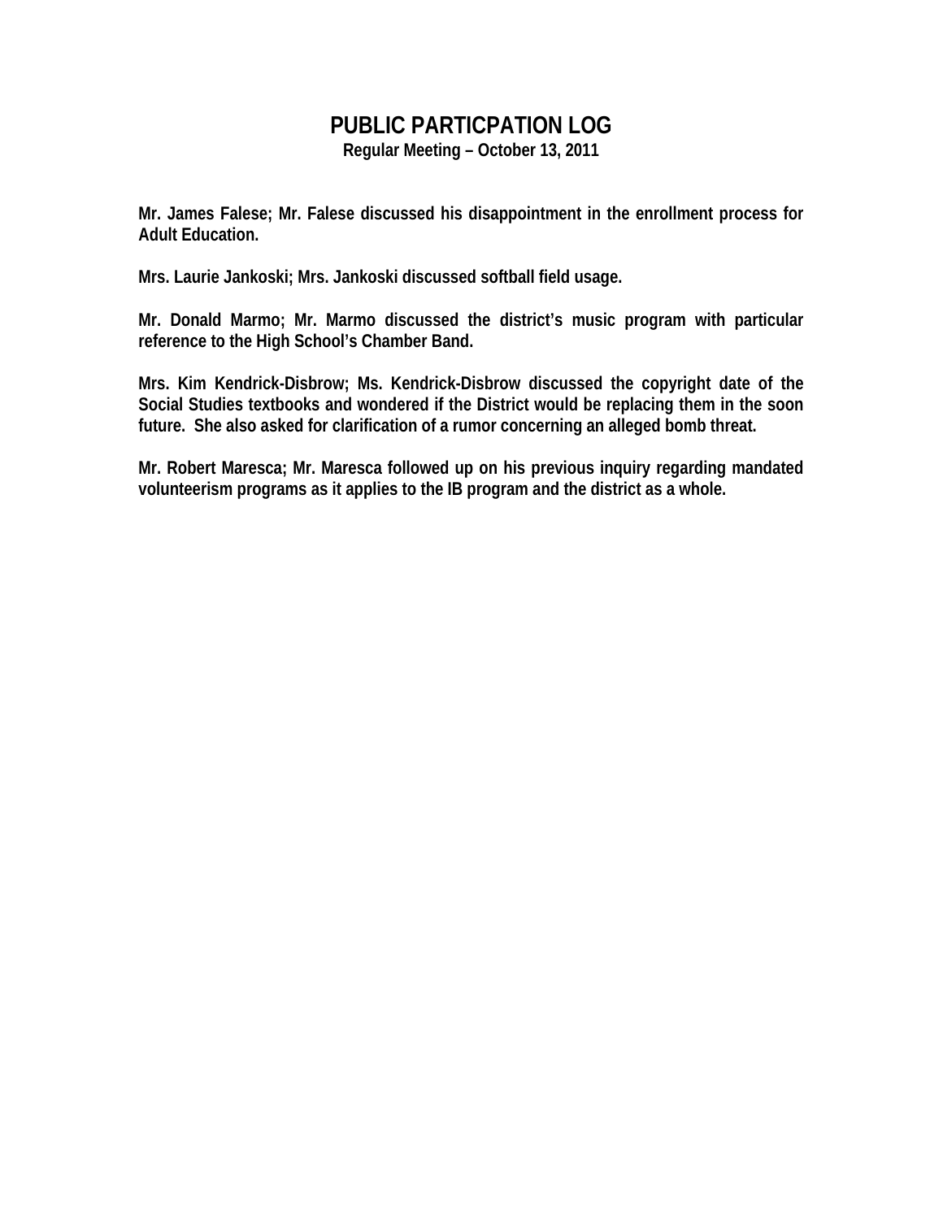# PUBLIC PARTICPATION LOG

**Regular Meeting – October 13, 2011**

**Mr. James Falese; Mr. Falese discussed his disappointment in the enrollment process for Adult Education.**

**Mrs. Laurie Jankoski; Mrs. Jankoski discussed softball field usage.**

**Mr. Donald Marmo; Mr. Marmo discussed the district's music program with particular reference to the High School's Chamber Band.**

**Mrs. Kim Kendrick-Disbrow; Ms. Kendrick-Disbrow discussed the copyright date of the Social Studies textbooks and wondered if the District would be replacing them in the soon future. She also asked for clarification of a rumor concerning an alleged bomb threat.**

**Mr. Robert Maresca; Mr. Maresca followed up on his previous inquiry regarding mandated volunteerism programs as it applies to the IB program and the district as a whole.**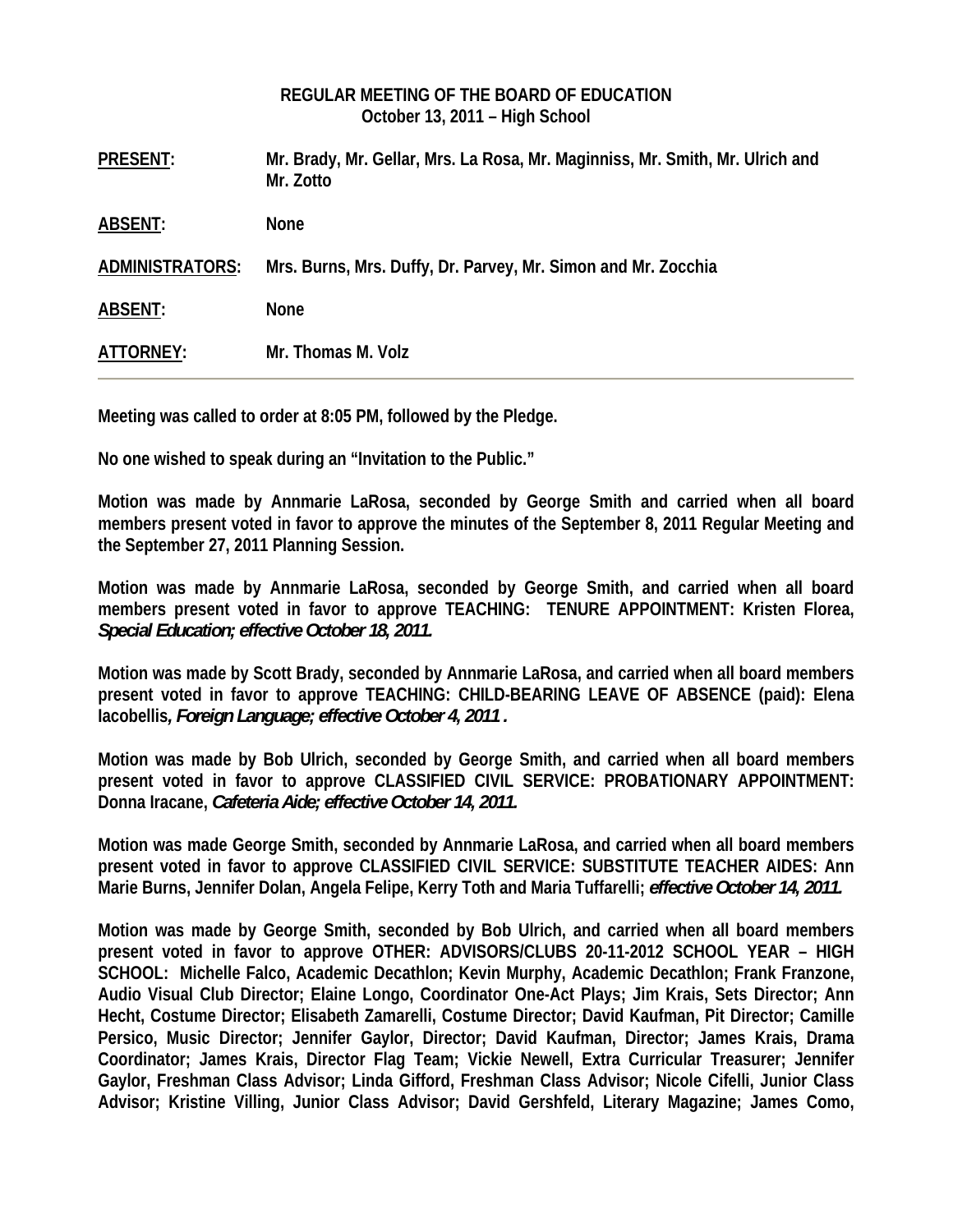**REGULAR MEETING OF THE BOARD OF EDUCATION**
**October 13, 2011 – High School**

| | |
|---|---|
| **PRESENT:** | **Mr. Brady, Mr. Gellar, Mrs. La Rosa, Mr. Maginniss, Mr. Smith, Mr. Ulrich and Mr. Zotto** |
| **ABSENT:** | **None** |
| **ADMINISTRATORS:** | **Mrs. Burns, Mrs. Duffy, Dr. Parvey, Mr. Simon and Mr. Zocchia** |
| **ABSENT:** | **None** |
| **ATTORNEY:** | **Mr. Thomas M. Volz** |

**Meeting was called to order at 8:05 PM, followed by the Pledge.**

**No one wished to speak during an "Invitation to the Public."**

**Motion was made by Annmarie LaRosa, seconded by George Smith and carried when all board members present voted in favor to approve the minutes of the September 8, 2011 Regular Meeting and the September 27, 2011 Planning Session.**

**Motion was made by Annmarie LaRosa, seconded by George Smith, and carried when all board members present voted in favor to approve TEACHING: TENURE APPOINTMENT: Kristen Florea, *Special Education; effective October 18, 2011.***

**Motion was made by Scott Brady, seconded by Annmarie LaRosa, and carried when all board members present voted in favor to approve TEACHING: CHILD-BEARING LEAVE OF ABSENCE (paid): Elena Iacobellis*, Foreign Language; effective October 4, 2011 .***

**Motion was made by Bob Ulrich, seconded by George Smith, and carried when all board members present voted in favor to approve CLASSIFIED CIVIL SERVICE: PROBATIONARY APPOINTMENT: Donna Iracane, *Cafeteria Aide; effective October 14, 2011.***

**Motion was made George Smith, seconded by Annmarie LaRosa, and carried when all board members present voted in favor to approve CLASSIFIED CIVIL SERVICE: SUBSTITUTE TEACHER AIDES: Ann Marie Burns, Jennifer Dolan, Angela Felipe, Kerry Toth and Maria Tuffarelli; *effective October 14, 2011.***

**Motion was made by George Smith, seconded by Bob Ulrich, and carried when all board members present voted in favor to approve OTHER: ADVISORS/CLUBS 20-11-2012 SCHOOL YEAR – HIGH SCHOOL: Michelle Falco, Academic Decathlon; Kevin Murphy, Academic Decathlon; Frank Franzone, Audio Visual Club Director; Elaine Longo, Coordinator One-Act Plays; Jim Krais, Sets Director; Ann Hecht, Costume Director; Elisabeth Zamarelli, Costume Director; David Kaufman, Pit Director; Camille Persico, Music Director; Jennifer Gaylor, Director; David Kaufman, Director; James Krais, Drama Coordinator; James Krais, Director Flag Team; Vickie Newell, Extra Curricular Treasurer; Jennifer Gaylor, Freshman Class Advisor; Linda Gifford, Freshman Class Advisor; Nicole Cifelli, Junior Class Advisor; Kristine Villing, Junior Class Advisor; David Gershfeld, Literary Magazine; James Como,**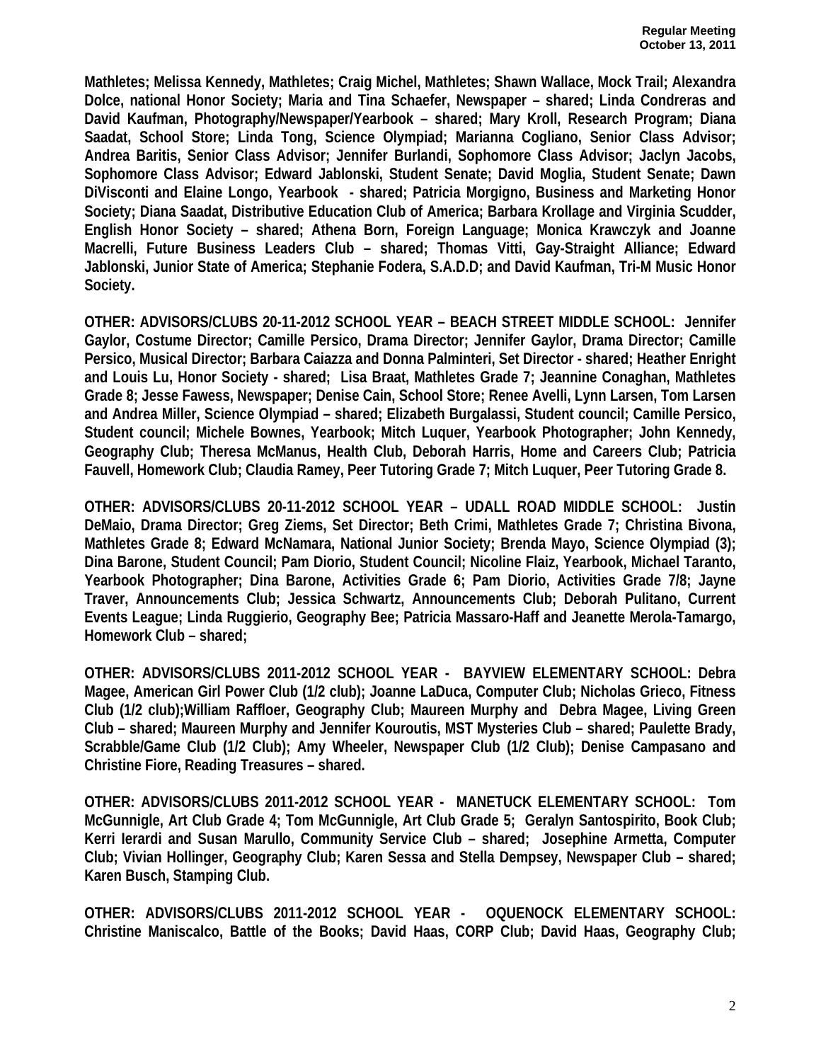**Mathletes; Melissa Kennedy, Mathletes; Craig Michel, Mathletes; Shawn Wallace, Mock Trail; Alexandra Dolce, national Honor Society; Maria and Tina Schaefer, Newspaper – shared; Linda Condreras and David Kaufman, Photography/Newspaper/Yearbook – shared; Mary Kroll, Research Program; Diana Saadat, School Store; Linda Tong, Science Olympiad; Marianna Cogliano, Senior Class Advisor; Andrea Baritis, Senior Class Advisor; Jennifer Burlandi, Sophomore Class Advisor; Jaclyn Jacobs, Sophomore Class Advisor; Edward Jablonski, Student Senate; David Moglia, Student Senate; Dawn DiVisconti and Elaine Longo, Yearbook - shared; Patricia Morgigno, Business and Marketing Honor Society; Diana Saadat, Distributive Education Club of America; Barbara Krollage and Virginia Scudder, English Honor Society – shared; Athena Born, Foreign Language; Monica Krawczyk and Joanne Macrelli, Future Business Leaders Club – shared; Thomas Vitti, Gay-Straight Alliance; Edward Jablonski, Junior State of America; Stephanie Fodera, S.A.D.D; and David Kaufman, Tri-M Music Honor Society.**

**OTHER: ADVISORS/CLUBS 20-11-2012 SCHOOL YEAR – BEACH STREET MIDDLE SCHOOL: Jennifer Gaylor, Costume Director; Camille Persico, Drama Director; Jennifer Gaylor, Drama Director; Camille Persico, Musical Director; Barbara Caiazza and Donna Palminteri, Set Director - shared; Heather Enright and Louis Lu, Honor Society - shared; Lisa Braat, Mathletes Grade 7; Jeannine Conaghan, Mathletes Grade 8; Jesse Fawess, Newspaper; Denise Cain, School Store; Renee Avelli, Lynn Larsen, Tom Larsen and Andrea Miller, Science Olympiad – shared; Elizabeth Burgalassi, Student council; Camille Persico, Student council; Michele Bownes, Yearbook; Mitch Luquer, Yearbook Photographer; John Kennedy, Geography Club; Theresa McManus, Health Club, Deborah Harris, Home and Careers Club; Patricia Fauvell, Homework Club; Claudia Ramey, Peer Tutoring Grade 7; Mitch Luquer, Peer Tutoring Grade 8.**

**OTHER: ADVISORS/CLUBS 20-11-2012 SCHOOL YEAR – UDALL ROAD MIDDLE SCHOOL: Justin DeMaio, Drama Director; Greg Ziems, Set Director; Beth Crimi, Mathletes Grade 7; Christina Bivona, Mathletes Grade 8; Edward McNamara, National Junior Society; Brenda Mayo, Science Olympiad (3); Dina Barone, Student Council; Pam Diorio, Student Council; Nicoline Flaiz, Yearbook, Michael Taranto, Yearbook Photographer; Dina Barone, Activities Grade 6; Pam Diorio, Activities Grade 7/8; Jayne Traver, Announcements Club; Jessica Schwartz, Announcements Club; Deborah Pulitano, Current Events League; Linda Ruggierio, Geography Bee; Patricia Massaro-Haff and Jeanette Merola-Tamargo, Homework Club – shared;**

**OTHER: ADVISORS/CLUBS 2011-2012 SCHOOL YEAR - BAYVIEW ELEMENTARY SCHOOL: Debra Magee, American Girl Power Club (1/2 club); Joanne LaDuca, Computer Club; Nicholas Grieco, Fitness Club (1/2 club);William Raffloer, Geography Club; Maureen Murphy and Debra Magee, Living Green Club – shared; Maureen Murphy and Jennifer Kouroutis, MST Mysteries Club – shared; Paulette Brady, Scrabble/Game Club (1/2 Club); Amy Wheeler, Newspaper Club (1/2 Club); Denise Campasano and Christine Fiore, Reading Treasures – shared.**

**OTHER: ADVISORS/CLUBS 2011-2012 SCHOOL YEAR - MANETUCK ELEMENTARY SCHOOL: Tom McGunnigle, Art Club Grade 4; Tom McGunnigle, Art Club Grade 5; Geralyn Santospirito, Book Club; Kerri Ierardi and Susan Marullo, Community Service Club – shared; Josephine Armetta, Computer Club; Vivian Hollinger, Geography Club; Karen Sessa and Stella Dempsey, Newspaper Club – shared; Karen Busch, Stamping Club.**

**OTHER: ADVISORS/CLUBS 2011-2012 SCHOOL YEAR - OQUENOCK ELEMENTARY SCHOOL: Christine Maniscalco, Battle of the Books; David Haas, CORP Club; David Haas, Geography Club;**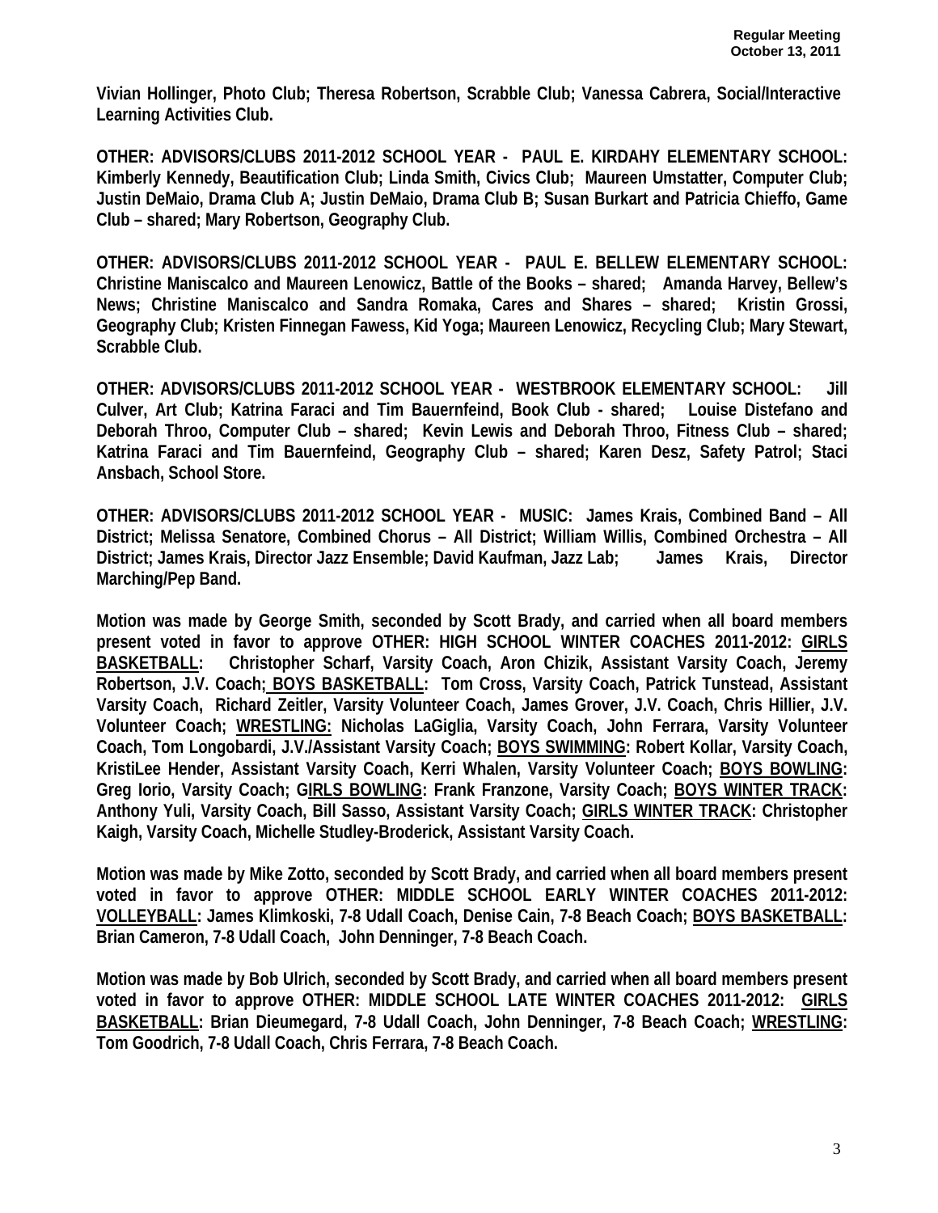**Vivian Hollinger, Photo Club; Theresa Robertson, Scrabble Club; Vanessa Cabrera, Social/Interactive Learning Activities Club.**

**OTHER: ADVISORS/CLUBS 2011-2012 SCHOOL YEAR - PAUL E. KIRDAHY ELEMENTARY SCHOOL: Kimberly Kennedy, Beautification Club; Linda Smith, Civics Club; Maureen Umstatter, Computer Club; Justin DeMaio, Drama Club A; Justin DeMaio, Drama Club B; Susan Burkart and Patricia Chieffo, Game Club – shared; Mary Robertson, Geography Club.**

**OTHER: ADVISORS/CLUBS 2011-2012 SCHOOL YEAR - PAUL E. BELLEW ELEMENTARY SCHOOL: Christine Maniscalco and Maureen Lenowicz, Battle of the Books – shared; Amanda Harvey, Bellew's News; Christine Maniscalco and Sandra Romaka, Cares and Shares – shared; Kristin Grossi, Geography Club; Kristen Finnegan Fawess, Kid Yoga; Maureen Lenowicz, Recycling Club; Mary Stewart, Scrabble Club.**

**OTHER: ADVISORS/CLUBS 2011-2012 SCHOOL YEAR - WESTBROOK ELEMENTARY SCHOOL: Jill Culver, Art Club; Katrina Faraci and Tim Bauernfeind, Book Club - shared; Louise Distefano and Deborah Throo, Computer Club – shared; Kevin Lewis and Deborah Throo, Fitness Club – shared; Katrina Faraci and Tim Bauernfeind, Geography Club – shared; Karen Desz, Safety Patrol; Staci Ansbach, School Store.**

**OTHER: ADVISORS/CLUBS 2011-2012 SCHOOL YEAR - MUSIC: James Krais, Combined Band – All District; Melissa Senatore, Combined Chorus – All District; William Willis, Combined Orchestra – All District; James Krais, Director Jazz Ensemble; David Kaufman, Jazz Lab; James Krais, Director Marching/Pep Band.**

**Motion was made by George Smith, seconded by Scott Brady, and carried when all board members present voted in favor to approve OTHER: HIGH SCHOOL WINTER COACHES 2011-2012: <u>GIRLS BASKETBALL</u>: Christopher Scharf, Varsity Coach, Aron Chizik, Assistant Varsity Coach, Jeremy Robertson, J.V. Coach; <u>BOYS BASKETBALL</u>: Tom Cross, Varsity Coach, Patrick Tunstead, Assistant Varsity Coach, Richard Zeitler, Varsity Volunteer Coach, James Grover, J.V. Coach, Chris Hillier, J.V. Volunteer Coach; <u>WRESTLING:</u> Nicholas LaGiglia, Varsity Coach, John Ferrara, Varsity Volunteer Coach, Tom Longobardi, J.V./Assistant Varsity Coach; <u>BOYS SWIMMING</u>: Robert Kollar, Varsity Coach, KristiLee Hender, Assistant Varsity Coach, Kerri Whalen, Varsity Volunteer Coach; <u>BOYS BOWLING</u>: Greg Iorio, Varsity Coach; <u>GIRLS BOWLING</u>: Frank Franzone, Varsity Coach; <u>BOYS WINTER TRACK</u>: Anthony Yuli, Varsity Coach, Bill Sasso, Assistant Varsity Coach; <u>GIRLS WINTER TRACK</u>: Christopher Kaigh, Varsity Coach, Michelle Studley-Broderick, Assistant Varsity Coach.**

**Motion was made by Mike Zotto, seconded by Scott Brady, and carried when all board members present voted in favor to approve OTHER: MIDDLE SCHOOL EARLY WINTER COACHES 2011-2012: <u>VOLLEYBALL</u>: James Klimkoski, 7-8 Udall Coach, Denise Cain, 7-8 Beach Coach; <u>BOYS BASKETBALL</u>: Brian Cameron, 7-8 Udall Coach, John Denninger, 7-8 Beach Coach.**

**Motion was made by Bob Ulrich, seconded by Scott Brady, and carried when all board members present voted in favor to approve OTHER: MIDDLE SCHOOL LATE WINTER COACHES 2011-2012: <u>GIRLS BASKETBALL</u>: Brian Dieumegard, 7-8 Udall Coach, John Denninger, 7-8 Beach Coach; <u>WRESTLING</u>: Tom Goodrich, 7-8 Udall Coach, Chris Ferrara, 7-8 Beach Coach.**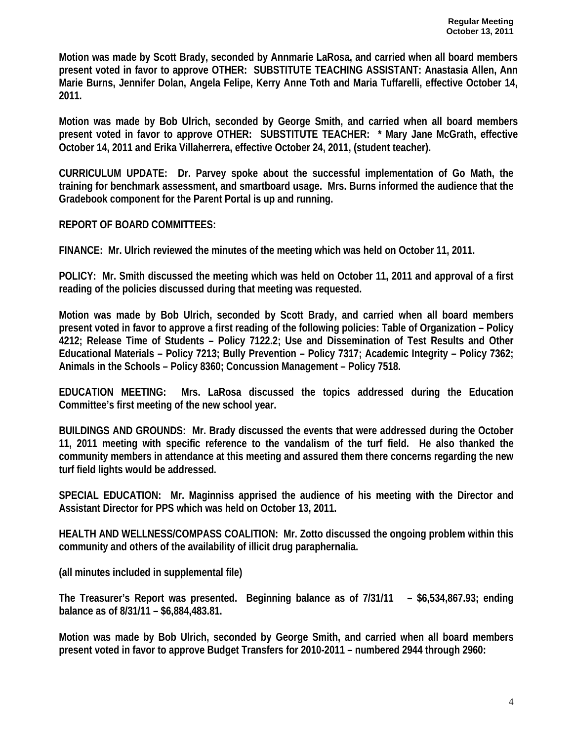**Motion was made by Scott Brady, seconded by Annmarie LaRosa, and carried when all board members present voted in favor to approve OTHER: SUBSTITUTE TEACHING ASSISTANT: Anastasia Allen, Ann Marie Burns, Jennifer Dolan, Angela Felipe, Kerry Anne Toth and Maria Tuffarelli, effective October 14, 2011.**

**Motion was made by Bob Ulrich, seconded by George Smith, and carried when all board members present voted in favor to approve OTHER: SUBSTITUTE TEACHER: * Mary Jane McGrath, effective October 14, 2011 and Erika Villaherrera, effective October 24, 2011, (student teacher).**

**CURRICULUM UPDATE: Dr. Parvey spoke about the successful implementation of Go Math, the training for benchmark assessment, and smartboard usage. Mrs. Burns informed the audience that the Gradebook component for the Parent Portal is up and running.**

**REPORT OF BOARD COMMITTEES:**

**FINANCE: Mr. Ulrich reviewed the minutes of the meeting which was held on October 11, 2011.**

**POLICY: Mr. Smith discussed the meeting which was held on October 11, 2011 and approval of a first reading of the policies discussed during that meeting was requested.**

**Motion was made by Bob Ulrich, seconded by Scott Brady, and carried when all board members present voted in favor to approve a first reading of the following policies: Table of Organization – Policy 4212; Release Time of Students – Policy 7122.2; Use and Dissemination of Test Results and Other Educational Materials – Policy 7213; Bully Prevention – Policy 7317; Academic Integrity – Policy 7362; Animals in the Schools – Policy 8360; Concussion Management – Policy 7518.**

**EDUCATION MEETING: Mrs. LaRosa discussed the topics addressed during the Education Committee's first meeting of the new school year.**

**BUILDINGS AND GROUNDS: Mr. Brady discussed the events that were addressed during the October 11, 2011 meeting with specific reference to the vandalism of the turf field. He also thanked the community members in attendance at this meeting and assured them there concerns regarding the new turf field lights would be addressed.**

**SPECIAL EDUCATION: Mr. Maginniss apprised the audience of his meeting with the Director and Assistant Director for PPS which was held on October 13, 2011.**

**HEALTH AND WELLNESS/COMPASS COALITION: Mr. Zotto discussed the ongoing problem within this community and others of the availability of illicit drug paraphernalia.**

**(all minutes included in supplemental file)**

**The Treasurer's Report was presented. Beginning balance as of 7/31/11 – $6,534,867.93; ending balance as of 8/31/11 – $6,884,483.81.**

**Motion was made by Bob Ulrich, seconded by George Smith, and carried when all board members present voted in favor to approve Budget Transfers for 2010-2011 – numbered 2944 through 2960:**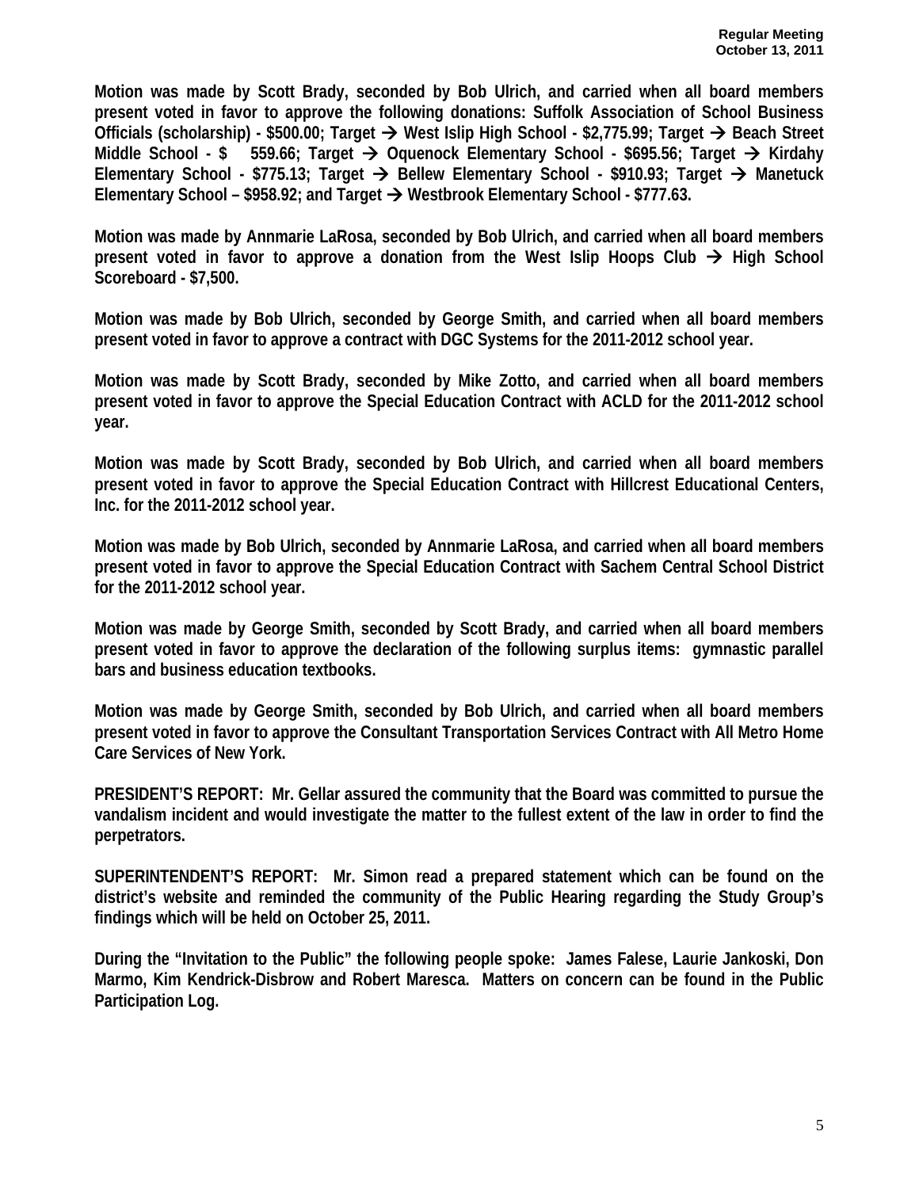**Motion was made by Scott Brady, seconded by Bob Ulrich, and carried when all board members present voted in favor to approve the following donations: Suffolk Association of School Business Officials (scholarship) - $500.00; Target → West Islip High School - $2,775.99; Target → Beach Street Middle School - $ 559.66; Target → Oquenock Elementary School - $695.56; Target → Kirdahy Elementary School - $775.13; Target → Bellew Elementary School - $910.93; Target → Manetuck Elementary School – $958.92; and Target → Westbrook Elementary School - $777.63.**

**Motion was made by Annmarie LaRosa, seconded by Bob Ulrich, and carried when all board members present voted in favor to approve a donation from the West Islip Hoops Club → High School Scoreboard - $7,500.**

**Motion was made by Bob Ulrich, seconded by George Smith, and carried when all board members present voted in favor to approve a contract with DGC Systems for the 2011-2012 school year.**

**Motion was made by Scott Brady, seconded by Mike Zotto, and carried when all board members present voted in favor to approve the Special Education Contract with ACLD for the 2011-2012 school year.**

**Motion was made by Scott Brady, seconded by Bob Ulrich, and carried when all board members present voted in favor to approve the Special Education Contract with Hillcrest Educational Centers, Inc. for the 2011-2012 school year.**

**Motion was made by Bob Ulrich, seconded by Annmarie LaRosa, and carried when all board members present voted in favor to approve the Special Education Contract with Sachem Central School District for the 2011-2012 school year.**

**Motion was made by George Smith, seconded by Scott Brady, and carried when all board members present voted in favor to approve the declaration of the following surplus items: gymnastic parallel bars and business education textbooks.**

**Motion was made by George Smith, seconded by Bob Ulrich, and carried when all board members present voted in favor to approve the Consultant Transportation Services Contract with All Metro Home Care Services of New York.**

**PRESIDENT'S REPORT: Mr. Gellar assured the community that the Board was committed to pursue the vandalism incident and would investigate the matter to the fullest extent of the law in order to find the perpetrators.**

**SUPERINTENDENT'S REPORT: Mr. Simon read a prepared statement which can be found on the district's website and reminded the community of the Public Hearing regarding the Study Group's findings which will be held on October 25, 2011.**

**During the "Invitation to the Public" the following people spoke: James Falese, Laurie Jankoski, Don Marmo, Kim Kendrick-Disbrow and Robert Maresca. Matters on concern can be found in the Public Participation Log.**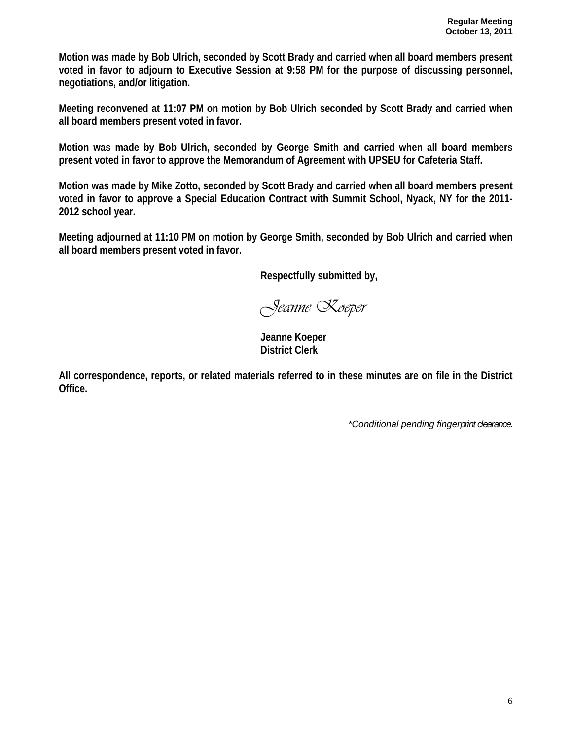**Motion was made by Bob Ulrich, seconded by Scott Brady and carried when all board members present voted in favor to adjourn to Executive Session at 9:58 PM for the purpose of discussing personnel, negotiations, and/or litigation.**

**Meeting reconvened at 11:07 PM on motion by Bob Ulrich seconded by Scott Brady and carried when all board members present voted in favor.**

**Motion was made by Bob Ulrich, seconded by George Smith and carried when all board members present voted in favor to approve the Memorandum of Agreement with UPSEU for Cafeteria Staff.**

**Motion was made by Mike Zotto, seconded by Scott Brady and carried when all board members present voted in favor to approve a Special Education Contract with Summit School, Nyack, NY for the 2011-2012 school year.**

**Meeting adjourned at 11:10 PM on motion by George Smith, seconded by Bob Ulrich and carried when all board members present voted in favor.**

**Respectfully submitted by,**

*Jeanne Koeper*

**Jeanne Koeper**
**District Clerk**

**All correspondence, reports, or related materials referred to in these minutes are on file in the District Office.**

*\*Conditional pending fingerprint clearance.*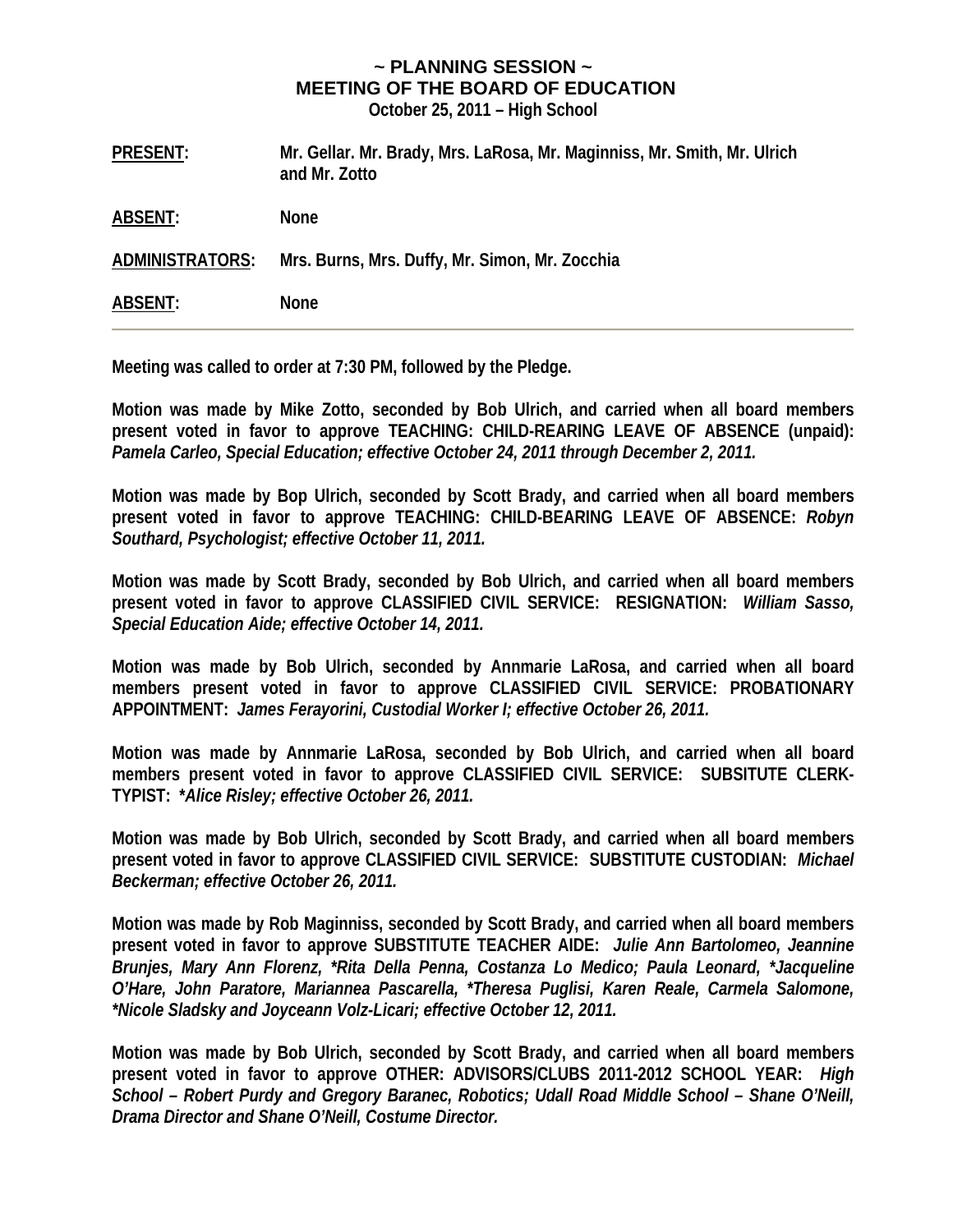# ~ PLANNING SESSION ~
# MEETING OF THE BOARD OF EDUCATION
**October 25, 2011 – High School**

| | |
|---|---|
| **PRESENT:** | **Mr. Gellar. Mr. Brady, Mrs. LaRosa, Mr. Maginniss, Mr. Smith, Mr. Ulrich and Mr. Zotto** |
| **ABSENT:** | **None** |
| **ADMINISTRATORS:** | **Mrs. Burns, Mrs. Duffy, Mr. Simon, Mr. Zocchia** |
| **ABSENT:** | **None** |

**Meeting was called to order at 7:30 PM, followed by the Pledge.**

**Motion was made by Mike Zotto, seconded by Bob Ulrich, and carried when all board members present voted in favor to approve TEACHING: CHILD-REARING LEAVE OF ABSENCE (unpaid):** ***Pamela Carleo, Special Education; effective October 24, 2011 through December 2, 2011.***

**Motion was made by Bop Ulrich, seconded by Scott Brady, and carried when all board members present voted in favor to approve TEACHING: CHILD-BEARING LEAVE OF ABSENCE:** ***Robyn Southard, Psychologist; effective October 11, 2011.***

**Motion was made by Scott Brady, seconded by Bob Ulrich, and carried when all board members present voted in favor to approve CLASSIFIED CIVIL SERVICE: RESIGNATION:** ***William Sasso, Special Education Aide; effective October 14, 2011.***

**Motion was made by Bob Ulrich, seconded by Annmarie LaRosa, and carried when all board members present voted in favor to approve CLASSIFIED CIVIL SERVICE: PROBATIONARY APPOINTMENT:** ***James Ferayorini, Custodial Worker I; effective October 26, 2011.***

**Motion was made by Annmarie LaRosa, seconded by Bob Ulrich, and carried when all board members present voted in favor to approve CLASSIFIED CIVIL SERVICE: SUBSITUTE CLERK-TYPIST:** ***\*Alice Risley; effective October 26, 2011.***

**Motion was made by Bob Ulrich, seconded by Scott Brady, and carried when all board members present voted in favor to approve CLASSIFIED CIVIL SERVICE: SUBSTITUTE CUSTODIAN:** ***Michael Beckerman; effective October 26, 2011.***

**Motion was made by Rob Maginniss, seconded by Scott Brady, and carried when all board members present voted in favor to approve SUBSTITUTE TEACHER AIDE:** ***Julie Ann Bartolomeo, Jeannine Brunjes, Mary Ann Florenz, \*Rita Della Penna, Costanza Lo Medico; Paula Leonard, \*Jacqueline O'Hare, John Paratore, Mariannea Pascarella, \*Theresa Puglisi, Karen Reale, Carmela Salomone, \*Nicole Sladsky and Joyceann Volz-Licari; effective October 12, 2011.***

**Motion was made by Bob Ulrich, seconded by Scott Brady, and carried when all board members present voted in favor to approve OTHER: ADVISORS/CLUBS 2011-2012 SCHOOL YEAR:** ***High School – Robert Purdy and Gregory Baranec, Robotics; Udall Road Middle School – Shane O'Neill, Drama Director and Shane O'Neill, Costume Director.***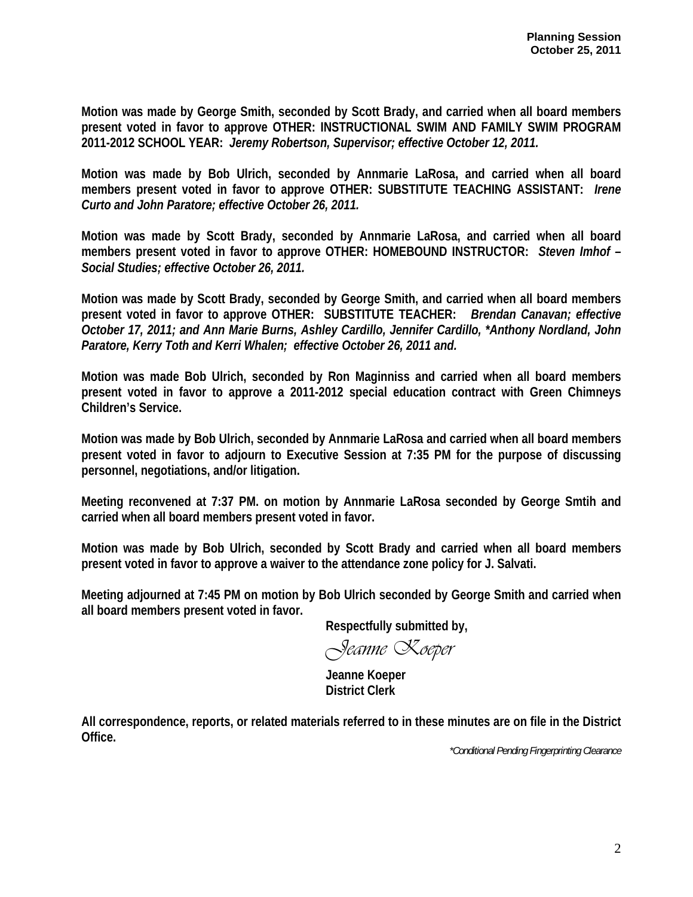**Motion was made by George Smith, seconded by Scott Brady, and carried when all board members present voted in favor to approve OTHER: INSTRUCTIONAL SWIM AND FAMILY SWIM PROGRAM 2011-2012 SCHOOL YEAR:** ***Jeremy Robertson, Supervisor; effective October 12, 2011.***

**Motion was made by Bob Ulrich, seconded by Annmarie LaRosa, and carried when all board members present voted in favor to approve OTHER: SUBSTITUTE TEACHING ASSISTANT:** ***Irene Curto and John Paratore; effective October 26, 2011.***

**Motion was made by Scott Brady, seconded by Annmarie LaRosa, and carried when all board members present voted in favor to approve OTHER: HOMEBOUND INSTRUCTOR:** ***Steven Imhof – Social Studies; effective October 26, 2011.***

**Motion was made by Scott Brady, seconded by George Smith, and carried when all board members present voted in favor to approve OTHER: SUBSTITUTE TEACHER:** ***Brendan Canavan; effective October 17, 2011; and Ann Marie Burns, Ashley Cardillo, Jennifer Cardillo, *Anthony Nordland, John Paratore, Kerry Toth and Kerri Whalen; effective October 26, 2011 and.***

**Motion was made Bob Ulrich, seconded by Ron Maginniss and carried when all board members present voted in favor to approve a 2011-2012 special education contract with Green Chimneys Children's Service.**

**Motion was made by Bob Ulrich, seconded by Annmarie LaRosa and carried when all board members present voted in favor to adjourn to Executive Session at 7:35 PM for the purpose of discussing personnel, negotiations, and/or litigation.**

**Meeting reconvened at 7:37 PM. on motion by Annmarie LaRosa seconded by George Smtih and carried when all board members present voted in favor.**

**Motion was made by Bob Ulrich, seconded by Scott Brady and carried when all board members present voted in favor to approve a waiver to the attendance zone policy for J. Salvati.**

**Meeting adjourned at 7:45 PM on motion by Bob Ulrich seconded by George Smith and carried when all board members present voted in favor.**

**Respectfully submitted by,**

*Jeanne Koeper*

**Jeanne Koeper**
**District Clerk**

**All correspondence, reports, or related materials referred to in these minutes are on file in the District Office.**

**Conditional Pending Fingerprinting Clearance*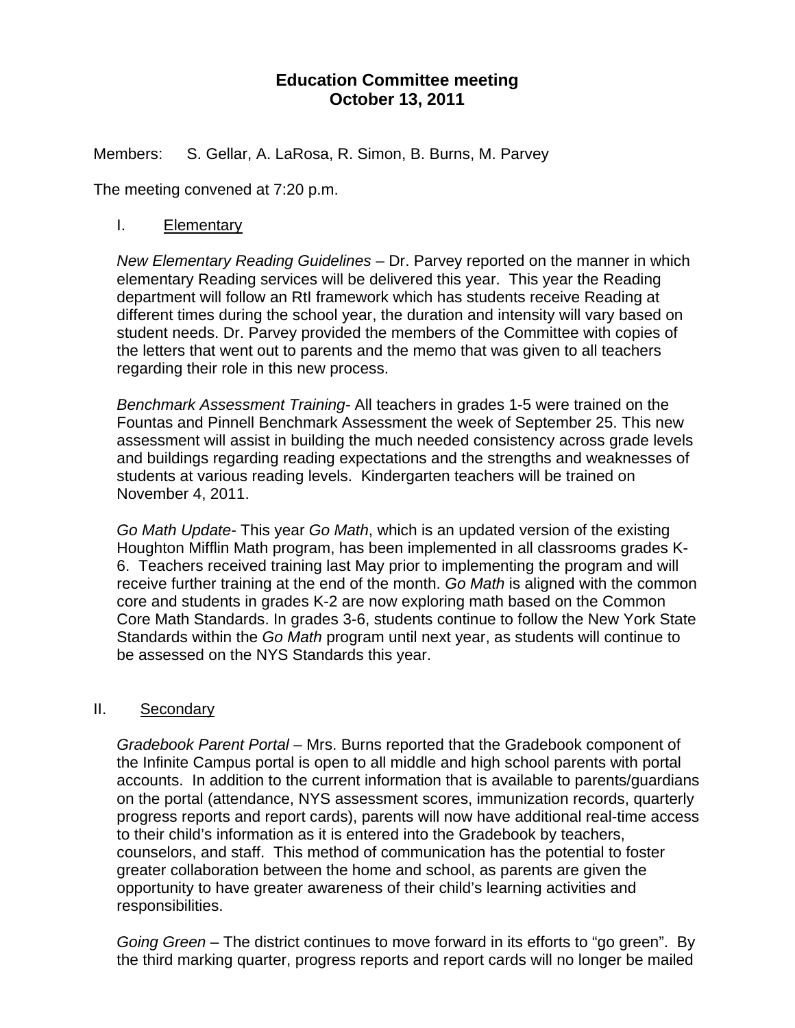# Education Committee meeting
## October 13, 2011

Members: S. Gellar, A. LaRosa, R. Simon, B. Burns, M. Parvey

The meeting convened at 7:20 p.m.

I. Elementary

*New Elementary Reading Guidelines* – Dr. Parvey reported on the manner in which elementary Reading services will be delivered this year. This year the Reading department will follow an RtI framework which has students receive Reading at different times during the school year, the duration and intensity will vary based on student needs. Dr. Parvey provided the members of the Committee with copies of the letters that went out to parents and the memo that was given to all teachers regarding their role in this new process.

*Benchmark Assessment Training-* All teachers in grades 1-5 were trained on the Fountas and Pinnell Benchmark Assessment the week of September 25. This new assessment will assist in building the much needed consistency across grade levels and buildings regarding reading expectations and the strengths and weaknesses of students at various reading levels. Kindergarten teachers will be trained on November 4, 2011.

*Go Math Update-* This year *Go Math*, which is an updated version of the existing Houghton Mifflin Math program, has been implemented in all classrooms grades K-6. Teachers received training last May prior to implementing the program and will receive further training at the end of the month. *Go Math* is aligned with the common core and students in grades K-2 are now exploring math based on the Common Core Math Standards. In grades 3-6, students continue to follow the New York State Standards within the *Go Math* program until next year, as students will continue to be assessed on the NYS Standards this year.

II. Secondary

*Gradebook Parent Portal* – Mrs. Burns reported that the Gradebook component of the Infinite Campus portal is open to all middle and high school parents with portal accounts. In addition to the current information that is available to parents/guardians on the portal (attendance, NYS assessment scores, immunization records, quarterly progress reports and report cards), parents will now have additional real-time access to their child's information as it is entered into the Gradebook by teachers, counselors, and staff. This method of communication has the potential to foster greater collaboration between the home and school, as parents are given the opportunity to have greater awareness of their child's learning activities and responsibilities.

*Going Green* – The district continues to move forward in its efforts to "go green". By the third marking quarter, progress reports and report cards will no longer be mailed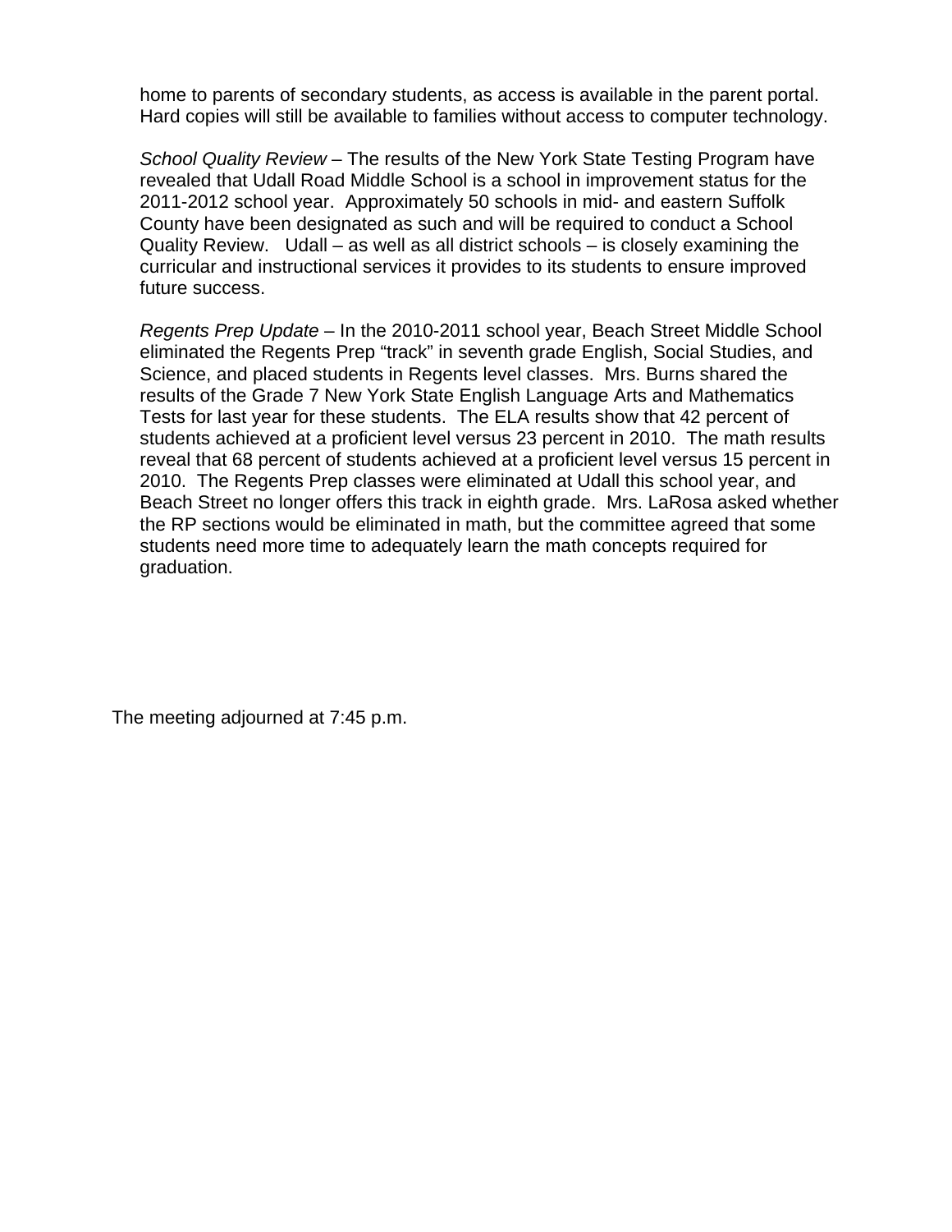home to parents of secondary students, as access is available in the parent portal. Hard copies will still be available to families without access to computer technology.

*School Quality Review* – The results of the New York State Testing Program have revealed that Udall Road Middle School is a school in improvement status for the 2011-2012 school year. Approximately 50 schools in mid- and eastern Suffolk County have been designated as such and will be required to conduct a School Quality Review. Udall – as well as all district schools – is closely examining the curricular and instructional services it provides to its students to ensure improved future success.

*Regents Prep Update* – In the 2010-2011 school year, Beach Street Middle School eliminated the Regents Prep "track" in seventh grade English, Social Studies, and Science, and placed students in Regents level classes. Mrs. Burns shared the results of the Grade 7 New York State English Language Arts and Mathematics Tests for last year for these students. The ELA results show that 42 percent of students achieved at a proficient level versus 23 percent in 2010. The math results reveal that 68 percent of students achieved at a proficient level versus 15 percent in 2010. The Regents Prep classes were eliminated at Udall this school year, and Beach Street no longer offers this track in eighth grade. Mrs. LaRosa asked whether the RP sections would be eliminated in math, but the committee agreed that some students need more time to adequately learn the math concepts required for graduation.

The meeting adjourned at 7:45 p.m.